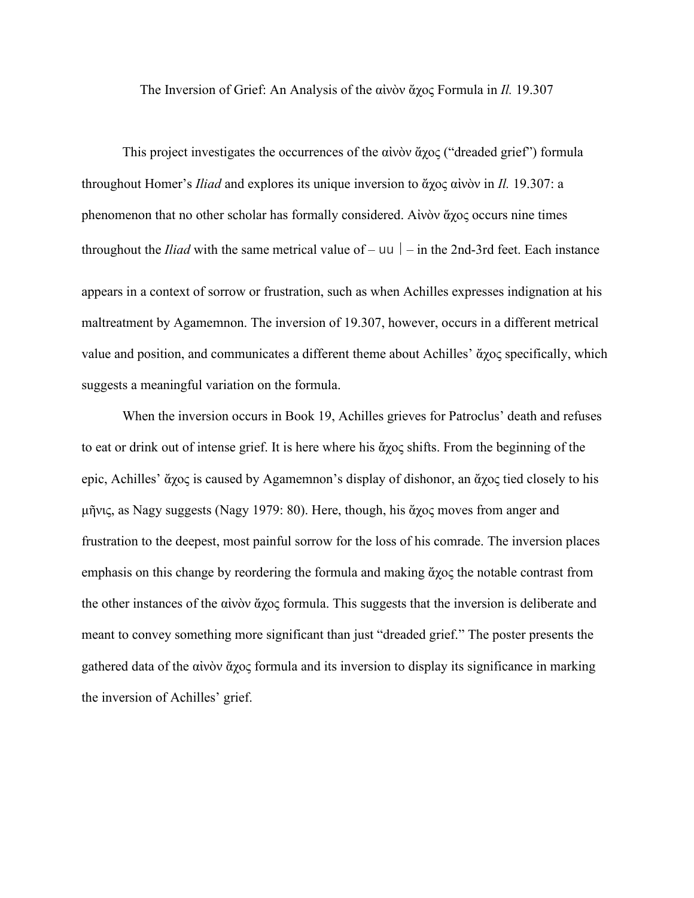# The Inversion of Grief: An Analysis of the αἰνὸν ἄχος Formula in *Il.* 19.307

This project investigates the occurrences of the αἰνὸν ἄχος ("dreaded grief") formula throughout Homer's *Iliad* and explores its unique inversion to ἄχος αἰνὸν in *Il.* 19.307: a phenomenon that no other scholar has formally considered. Αἰνὸν ἄχος occurs nine times throughout the *Iliad* with the same metrical value of – uu | – in the 2nd-3rd feet. Each instance appears in a context of sorrow or frustration, such as when Achilles expresses indignation at his maltreatment by Agamemnon. The inversion of 19.307, however, occurs in a different metrical value and position, and communicates a different theme about Achilles' ἄχος specifically, which suggests a meaningful variation on the formula.

When the inversion occurs in Book 19, Achilles grieves for Patroclus' death and refuses to eat or drink out of intense grief. It is here where his ἄχος shifts. From the beginning of the epic, Achilles' ἄχος is caused by Agamemnon's display of dishonor, an ἄχος tied closely to his μῆνις, as Nagy suggests (Nagy 1979: 80). Here, though, his ἄχος moves from anger and frustration to the deepest, most painful sorrow for the loss of his comrade. The inversion places emphasis on this change by reordering the formula and making ἄχος the notable contrast from the other instances of the αἰνὸν ἄχος formula. This suggests that the inversion is deliberate and meant to convey something more significant than just "dreaded grief." The poster presents the gathered data of the αἰνὸν ἄχος formula and its inversion to display its significance in marking the inversion of Achilles' grief.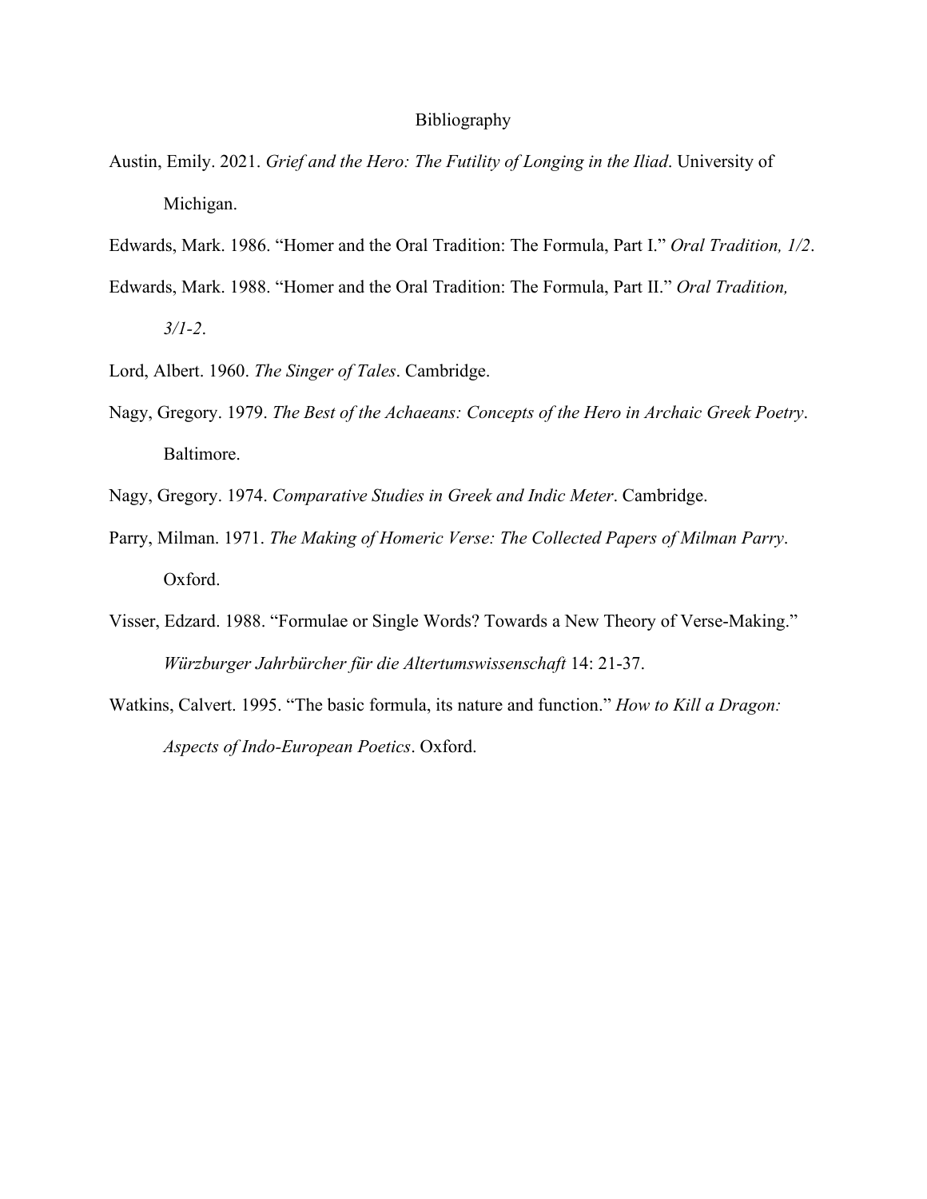# Bibliography

Austin, Emily. 2021. *Grief and the Hero: The Futility of Longing in the Iliad*. University of Michigan.

Edwards, Mark. 1986. "Homer and the Oral Tradition: The Formula, Part I." *Oral Tradition, 1/2*.

Edwards, Mark. 1988. "Homer and the Oral Tradition: The Formula, Part II." *Oral Tradition, 3/1-2*.

Lord, Albert. 1960. *The Singer of Tales*. Cambridge.

Nagy, Gregory. 1979. *The Best of the Achaeans: Concepts of the Hero in Archaic Greek Poetry*. Baltimore.

Nagy, Gregory. 1974. *Comparative Studies in Greek and Indic Meter*. Cambridge.

Parry, Milman. 1971. *The Making of Homeric Verse: The Collected Papers of Milman Parry*. Oxford.

Visser, Edzard. 1988. "Formulae or Single Words? Towards a New Theory of Verse-Making." *Würzburger Jahrbürcher für die Altertumswissenschaft* 14: 21-37.

Watkins, Calvert. 1995. "The basic formula, its nature and function." *How to Kill a Dragon: Aspects of Indo-European Poetics*. Oxford.